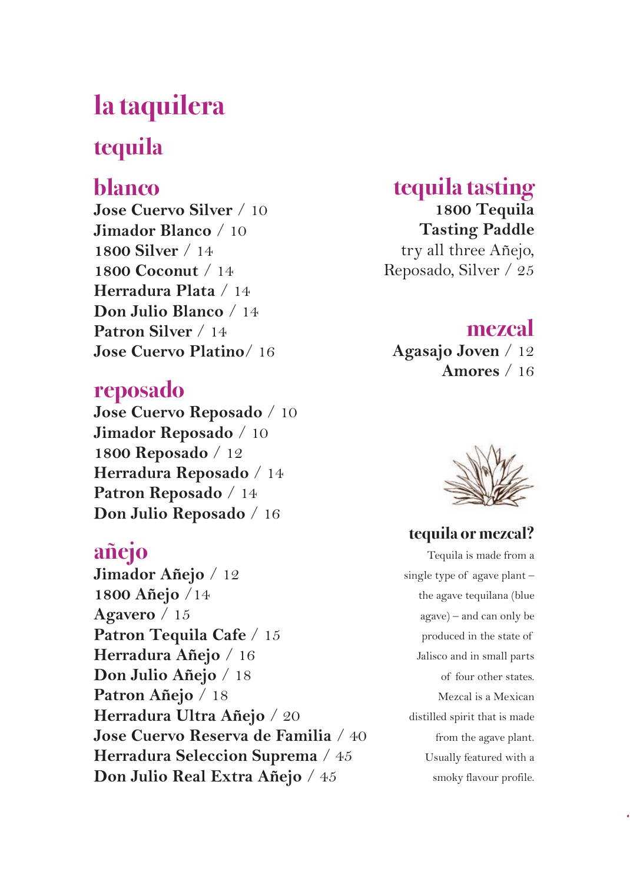# la taquilera

## tequila

### blanco

**Jose Cuervo Silver** / 10
**Jimador Blanco** / 10
**1800 Silver** / 14
**1800 Coconut** / 14
**Herradura Plata** / 14
**Don Julio Blanco** / 14
**Patron Silver** / 14
**Jose Cuervo Platino**/ 16

### reposado

**Jose Cuervo Reposado** / 10
**Jimador Reposado** / 10
**1800 Reposado** / 12
**Herradura Reposado** / 14
**Patron Reposado** / 14
**Don Julio Reposado** / 16

### añejo

**Jimador Añejo** / 12
**1800 Añejo** /14
**Agavero** / 15
**Patron Tequila Cafe** / 15
**Herradura Añejo** / 16
**Don Julio Añejo** / 18
**Patron Añejo** / 18
**Herradura Ultra Añejo** / 20
**Jose Cuervo Reserva de Familia** / 40
**Herradura Seleccion Suprema** / 45
**Don Julio Real Extra Añejo** / 45

## tequila tasting

**1800 Tequila Tasting Paddle**
try all three Añejo, Reposado, Silver / 25

## mezcal

**Agasajo Joven** / 12
**Amores** / 16

### tequila or mezcal?

Tequila is made from a single type of agave plant – the agave tequilana (blue agave) – and can only be produced in the state of Jalisco and in small parts of four other states. Mezcal is a Mexican distilled spirit that is made from the agave plant. Usually featured with a smoky flavour profile.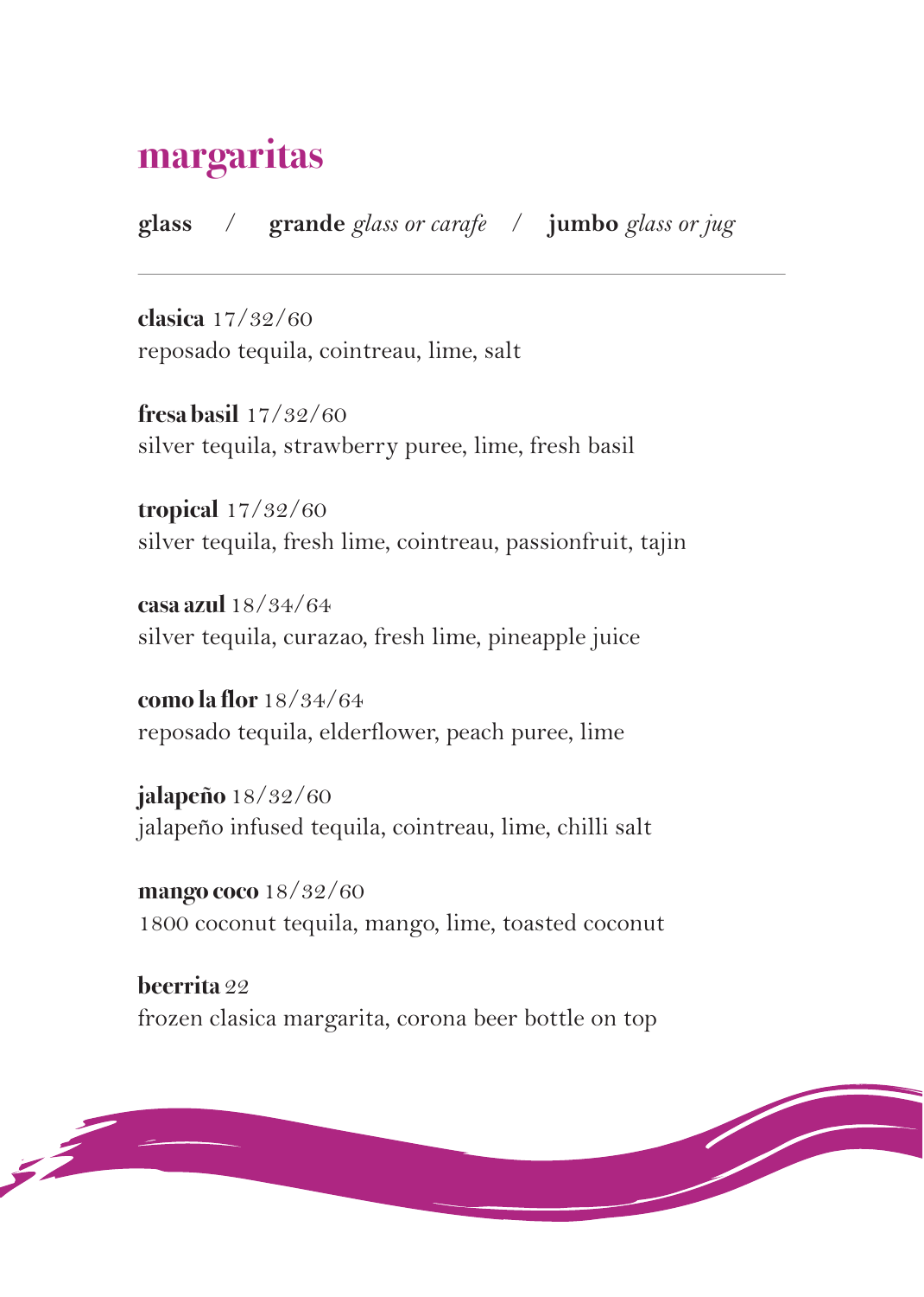# margaritas

**glass** / **grande** *glass or carafe* / **jumbo** *glass or jug*

---

**clasica** 17/32/60
reposado tequila, cointreau, lime, salt

**fresa basil** 17/32/60
silver tequila, strawberry puree, lime, fresh basil

**tropical** 17/32/60
silver tequila, fresh lime, cointreau, passionfruit, tajin

**casa azul** 18/34/64
silver tequila, curazao, fresh lime, pineapple juice

**como la flor** 18/34/64
reposado tequila, elderflower, peach puree, lime

**jalapeño** 18/32/60
jalapeño infused tequila, cointreau, lime, chilli salt

**mango coco** 18/32/60
1800 coconut tequila, mango, lime, toasted coconut

**beerrita** 22
frozen clasica margarita, corona beer bottle on top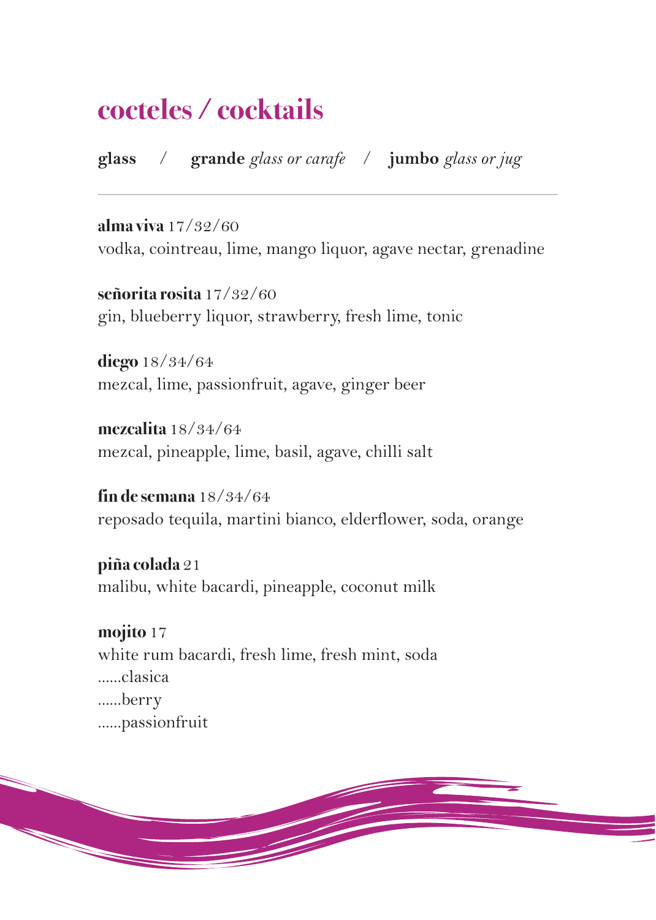# cocteles / cocktails

**glass** / **grande** *glass or carafe* / **jumbo** *glass or jug*

---

**alma viva** 17/32/60
vodka, cointreau, lime, mango liquor, agave nectar, grenadine

**señorita rosita** 17/32/60
gin, blueberry liquor, strawberry, fresh lime, tonic

**diego** 18/34/64
mezcal, lime, passionfruit, agave, ginger beer

**mezcalita** 18/34/64
mezcal, pineapple, lime, basil, agave, chilli salt

**fin de semana** 18/34/64
reposado tequila, martini bianco, elderflower, soda, orange

**piña colada** 21
malibu, white bacardi, pineapple, coconut milk

**mojito** 17
white rum bacardi, fresh lime, fresh mint, soda
......clasica
......berry
......passionfruit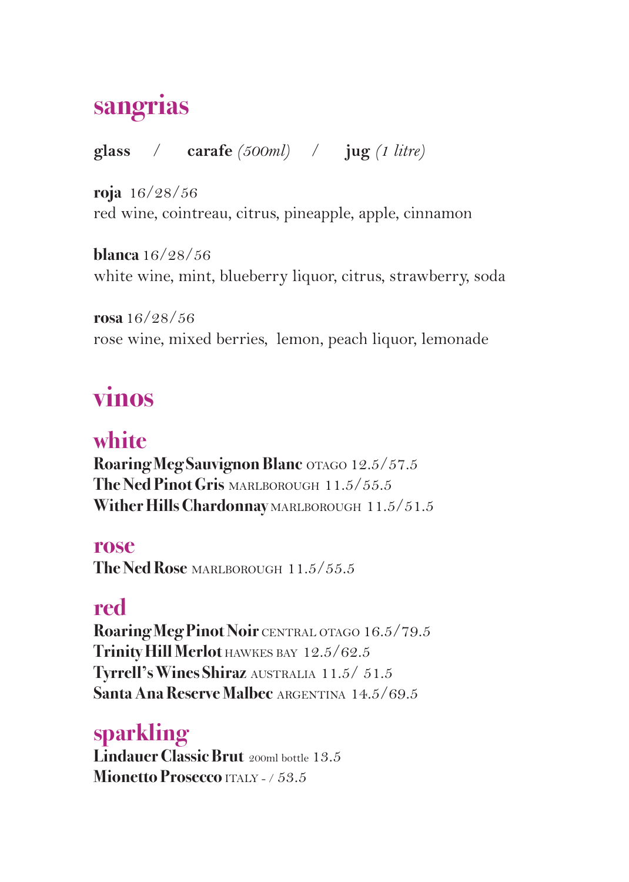# sangrias

**glass** / **carafe** *(500ml)* / **jug** *(1 litre)*

**roja** 16/28/56
red wine, cointreau, citrus, pineapple, apple, cinnamon

**blanca** 16/28/56
white wine, mint, blueberry liquor, citrus, strawberry, soda

**rosa** 16/28/56
rose wine, mixed berries, lemon, peach liquor, lemonade

# vinos

## white

**Roaring Meg Sauvignon Blanc** OTAGO 12.5/57.5
**The Ned Pinot Gris** MARLBOROUGH 11.5/55.5
**Wither Hills Chardonnay** MARLBOROUGH 11.5/51.5

## rose

**The Ned Rose** MARLBOROUGH 11.5/55.5

## red

**Roaring Meg Pinot Noir** CENTRAL OTAGO 16.5/79.5
**Trinity Hill Merlot** HAWKES BAY 12.5/62.5
**Tyrrell's Wines Shiraz** AUSTRALIA 11.5/ 51.5
**Santa Ana Reserve Malbec** ARGENTINA 14.5/69.5

## sparkling

**Lindauer Classic Brut** 200ml bottle 13.5
**Mionetto Prosecco** ITALY - / 53.5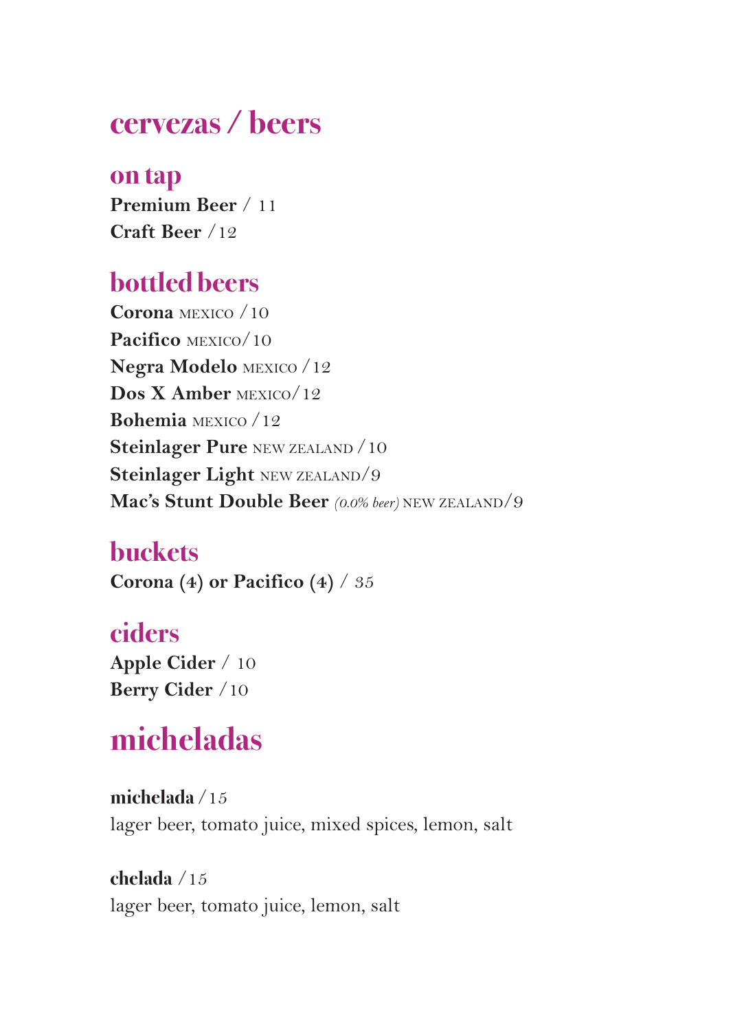# cervezas / beers

## on tap

**Premium Beer** / 11
**Craft Beer** /12

## bottled beers

**Corona** MEXICO /10
**Pacifico** MEXICO/10
**Negra Modelo** MEXICO /12
**Dos X Amber** MEXICO/12
**Bohemia** MEXICO /12
**Steinlager Pure** NEW ZEALAND /10
**Steinlager Light** NEW ZEALAND/9
**Mac's Stunt Double Beer** *(0.0% beer)* NEW ZEALAND/9

## buckets

**Corona (4) or Pacifico (4)** / *35*

## ciders

**Apple Cider** / 10
**Berry Cider** /10

# micheladas

**michelada** /15
lager beer, tomato juice, mixed spices, lemon, salt

**chelada** /15
lager beer, tomato juice, lemon, salt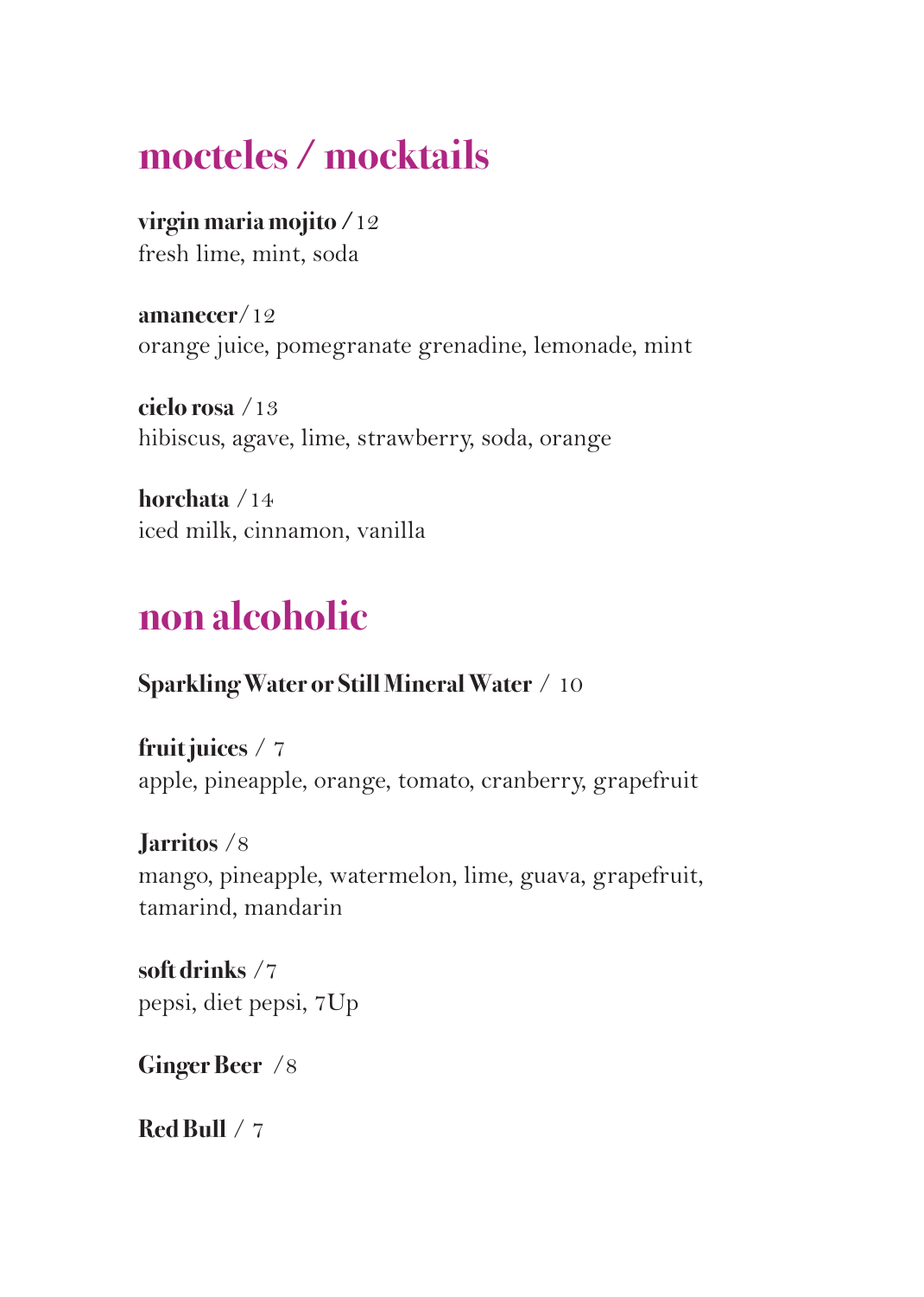## mocteles / mocktails

**virgin maria mojito** / 12
fresh lime, mint, soda

**amanecer**/ 12
orange juice, pomegranate grenadine, lemonade, mint

**cielo rosa** / 13
hibiscus, agave, lime, strawberry, soda, orange

**horchata** / 14
iced milk, cinnamon, vanilla

## non alcoholic

**Sparkling Water or Still Mineral Water** / 10

**fruit juices** / 7
apple, pineapple, orange, tomato, cranberry, grapefruit

**Jarritos** /8
mango, pineapple, watermelon, lime, guava, grapefruit, tamarind, mandarin

**soft drinks** /7
pepsi, diet pepsi, 7Up

**Ginger Beer** /8

**Red Bull** / 7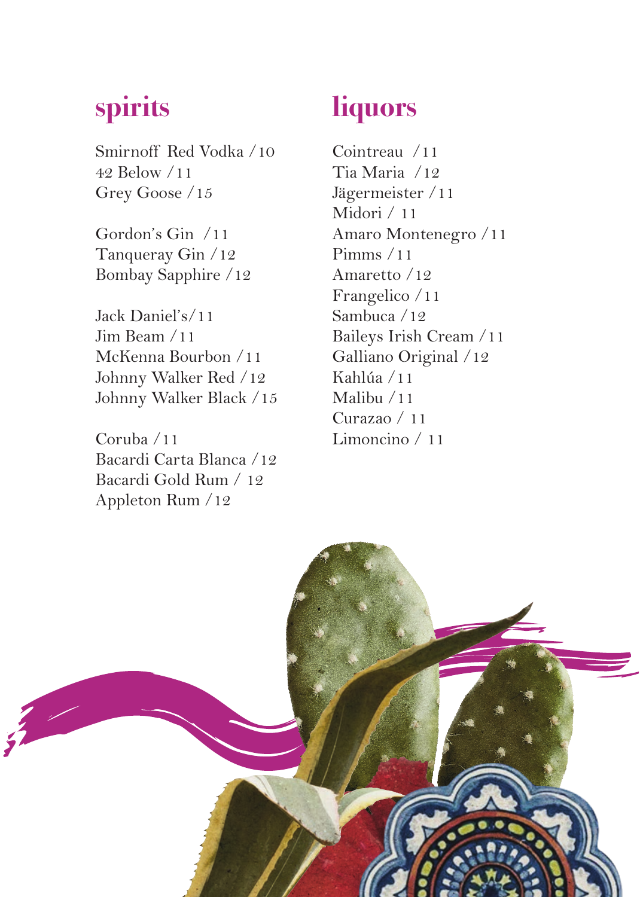## spirits

Smirnoff Red Vodka /10
42 Below /11
Grey Goose /15

Gordon's Gin /11
Tanqueray Gin /12
Bombay Sapphire /12

Jack Daniel's/11
Jim Beam /11
McKenna Bourbon /11
Johnny Walker Red /12
Johnny Walker Black /15

Coruba /11
Bacardi Carta Blanca /12
Bacardi Gold Rum / 12
Appleton Rum /12

## liquors

Cointreau /11
Tia Maria /12
Jägermeister /11
Midori / 11
Amaro Montenegro /11
Pimms /11
Amaretto /12
Frangelico /11
Sambuca /12
Baileys Irish Cream /11
Galliano Original /12
Kahlúa /11
Malibu /11
Curazao / 11
Limoncino / 11